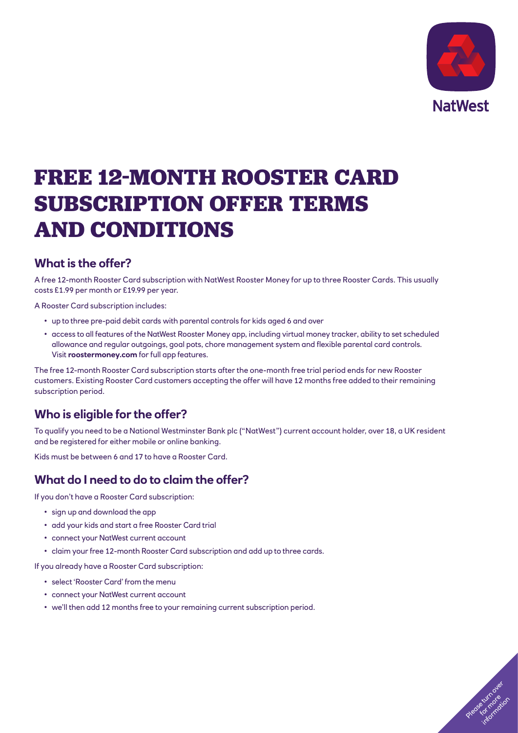NatWest

# FREE 12-MONTH ROOSTER CARD SUBSCRIPTION OFFER TERMS AND CONDITIONS

## What is the offer?

A free 12-month Rooster Card subscription with NatWest Rooster Money for up to three Rooster Cards. This usually costs £1.99 per month or £19.99 per year.

A Rooster Card subscription includes:

- up to three pre-paid debit cards with parental controls for kids aged 6 and over
- access to all features of the NatWest Rooster Money app, including virtual money tracker, ability to set scheduled allowance and regular outgoings, goal pots, chore management system and flexible parental card controls. Visit **roostermoney.com** for full app features.

The free 12-month Rooster Card subscription starts after the one-month free trial period ends for new Rooster customers. Existing Rooster Card customers accepting the offer will have 12 months free added to their remaining subscription period.

## Who is eligible for the offer?

To qualify you need to be a National Westminster Bank plc ("NatWest") current account holder, over 18, a UK resident and be registered for either mobile or online banking.

Kids must be between 6 and 17 to have a Rooster Card.

## What do I need to do to claim the offer?

If you don't have a Rooster Card subscription:

- sign up and download the app
- add your kids and start a free Rooster Card trial
- connect your NatWest current account
- claim your free 12-month Rooster Card subscription and add up to three cards.

If you already have a Rooster Card subscription:

- select 'Rooster Card' from the menu
- connect your NatWest current account
- we'll then add 12 months free to your remaining current subscription period.

Please turn over for more information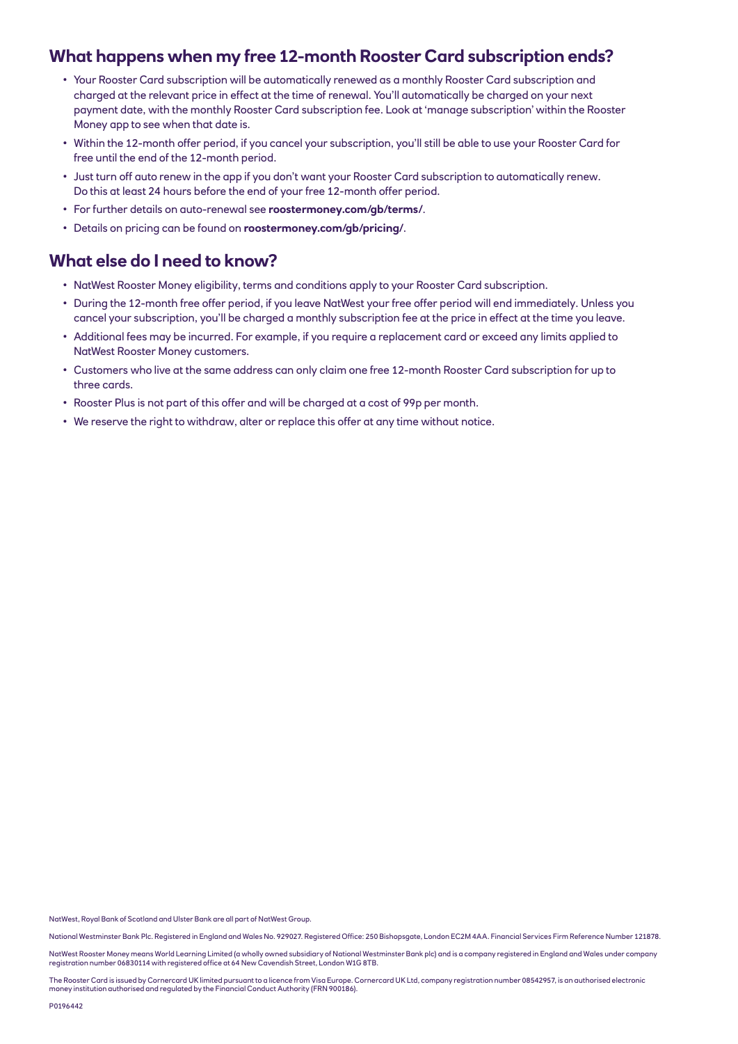## What happens when my free 12-month Rooster Card subscription ends?

- Your Rooster Card subscription will be automatically renewed as a monthly Rooster Card subscription and charged at the relevant price in effect at the time of renewal. You'll automatically be charged on your next payment date, with the monthly Rooster Card subscription fee. Look at 'manage subscription' within the Rooster Money app to see when that date is.
- Within the 12-month offer period, if you cancel your subscription, you'll still be able to use your Rooster Card for free until the end of the 12-month period.
- Just turn off auto renew in the app if you don't want your Rooster Card subscription to automatically renew. Do this at least 24 hours before the end of your free 12-month offer period.
- For further details on auto-renewal see **roostermoney.com/gb/terms/**.
- Details on pricing can be found on **roostermoney.com/gb/pricing/**.

## What else do I need to know?

- NatWest Rooster Money eligibility, terms and conditions apply to your Rooster Card subscription.
- During the 12-month free offer period, if you leave NatWest your free offer period will end immediately. Unless you cancel your subscription, you'll be charged a monthly subscription fee at the price in effect at the time you leave.
- Additional fees may be incurred. For example, if you require a replacement card or exceed any limits applied to NatWest Rooster Money customers.
- Customers who live at the same address can only claim one free 12-month Rooster Card subscription for up to three cards.
- Rooster Plus is not part of this offer and will be charged at a cost of 99p per month.
- We reserve the right to withdraw, alter or replace this offer at any time without notice.

NatWest, Royal Bank of Scotland and Ulster Bank are all part of NatWest Group.

National Westminster Bank Plc. Registered in England and Wales No. 929027. Registered Office: 250 Bishopsgate, London EC2M 4AA. Financial Services Firm Reference Number 121878.

NatWest Rooster Money means World Learning Limited (a wholly owned subsidiary of National Westminster Bank plc) and is a company registered in England and Wales under company registration number 06830114 with registered office at 64 New Cavendish Street, London W1G 8TB.

The Rooster Card is issued by Cornercard UK limited pursuant to a licence from Visa Europe. Cornercard UK Ltd, company registration number 08542957, is an authorised electronic money institution authorised and regulated by the Financial Conduct Authority (FRN 900186).

P0196442